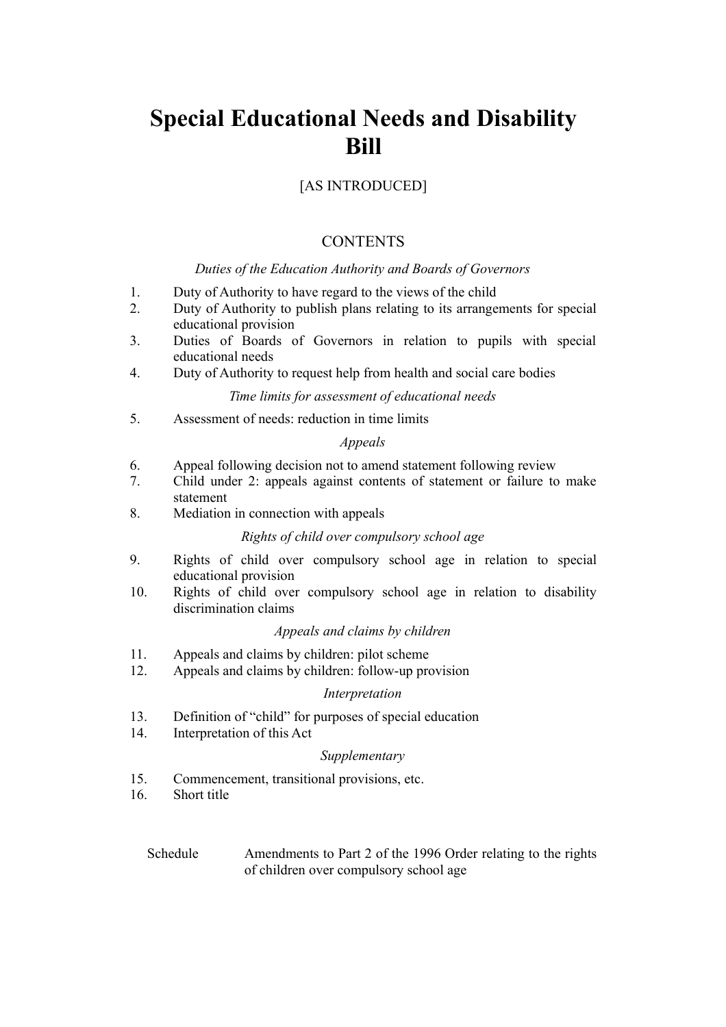# Special Educational Needs and Disability Bill

[AS INTRODUCED]

## CONTENTS

*Duties of the Education Authority and Boards of Governors*

1. Duty of Authority to have regard to the views of the child
2. Duty of Authority to publish plans relating to its arrangements for special educational provision
3. Duties of Boards of Governors in relation to pupils with special educational needs
4. Duty of Authority to request help from health and social care bodies

*Time limits for assessment of educational needs*

5. Assessment of needs: reduction in time limits

*Appeals*

6. Appeal following decision not to amend statement following review
7. Child under 2: appeals against contents of statement or failure to make statement
8. Mediation in connection with appeals

*Rights of child over compulsory school age*

9. Rights of child over compulsory school age in relation to special educational provision
10. Rights of child over compulsory school age in relation to disability discrimination claims

*Appeals and claims by children*

11. Appeals and claims by children: pilot scheme
12. Appeals and claims by children: follow-up provision

*Interpretation*

13. Definition of "child" for purposes of special education
14. Interpretation of this Act

*Supplementary*

15. Commencement, transitional provisions, etc.
16. Short title

Schedule — Amendments to Part 2 of the 1996 Order relating to the rights of children over compulsory school age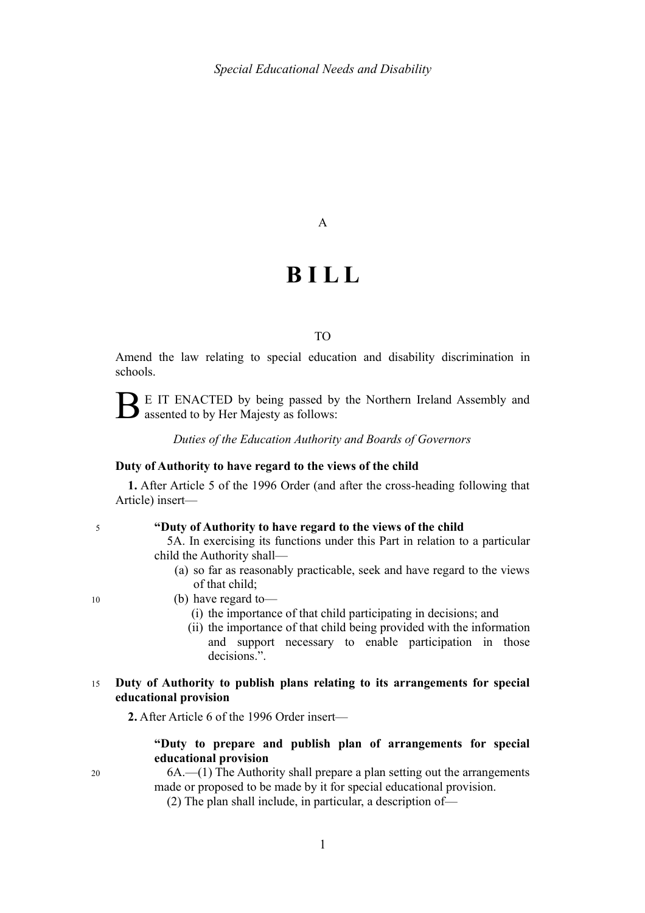A

# BILL

TO

Amend the law relating to special education and disability discrimination in schools.

BE IT ENACTED by being passed by the Northern Ireland Assembly and assented to by Her Majesty as follows:

*Duties of the Education Authority and Boards of Governors*

**Duty of Authority to have regard to the views of the child**

**1.** After Article 5 of the 1996 Order (and after the cross-heading following that Article) insert—

> **"Duty of Authority to have regard to the views of the child**
>
> 5A. In exercising its functions under this Part in relation to a particular child the Authority shall—
>
> (a) so far as reasonably practicable, seek and have regard to the views of that child;
>
> (b) have regard to—
>
> (i) the importance of that child participating in decisions; and
>
> (ii) the importance of that child being provided with the information and support necessary to enable participation in those decisions.".

**Duty of Authority to publish plans relating to its arrangements for special educational provision**

**2.** After Article 6 of the 1996 Order insert—

> **"Duty to prepare and publish plan of arrangements for special educational provision**
>
> 6A.—(1) The Authority shall prepare a plan setting out the arrangements made or proposed to be made by it for special educational provision.
>
> (2) The plan shall include, in particular, a description of—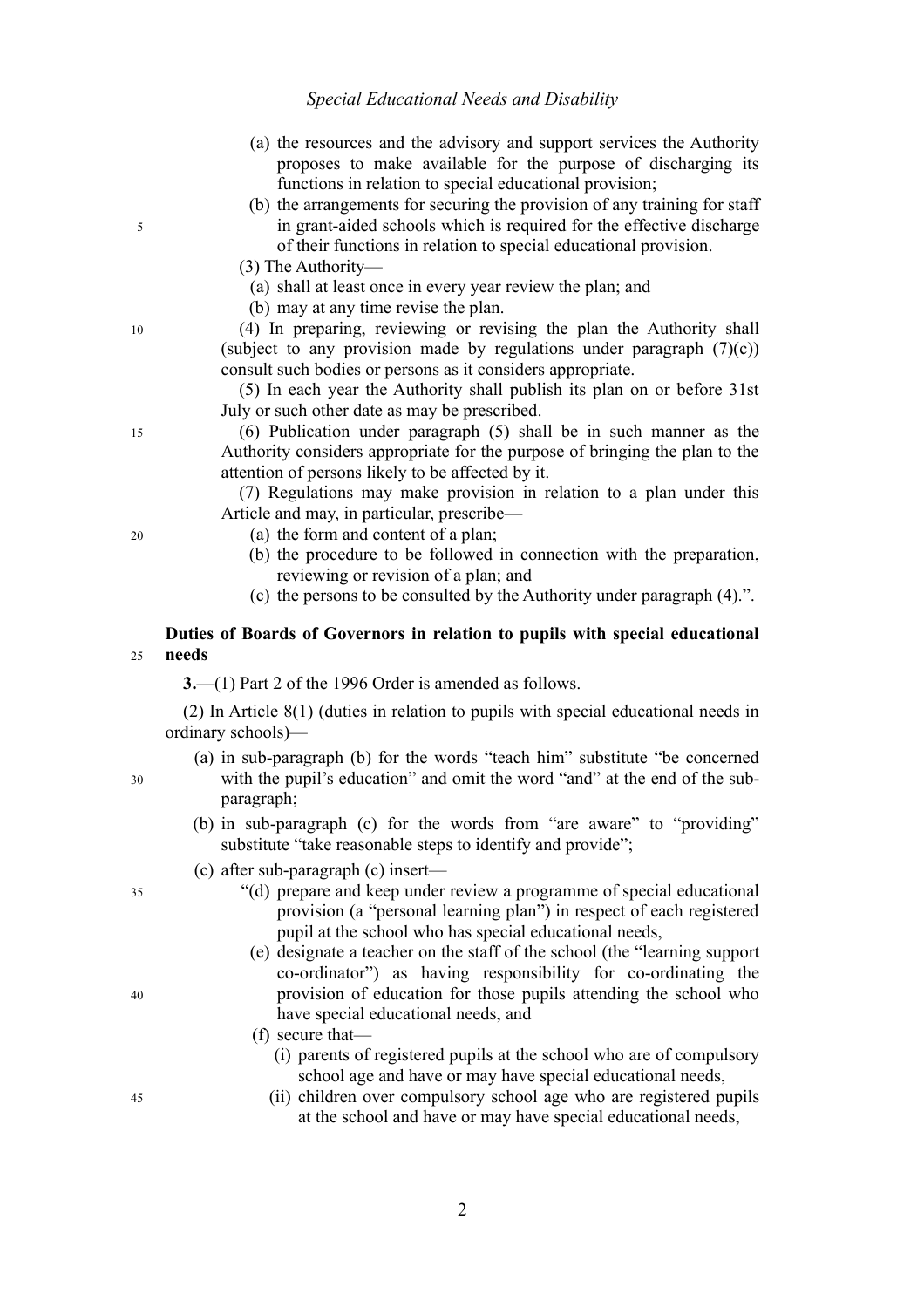(a) the resources and the advisory and support services the Authority proposes to make available for the purpose of discharging its functions in relation to special educational provision;

(b) the arrangements for securing the provision of any training for staff in grant-aided schools which is required for the effective discharge of their functions in relation to special educational provision.

(3) The Authority—

(a) shall at least once in every year review the plan; and

(b) may at any time revise the plan.

(4) In preparing, reviewing or revising the plan the Authority shall (subject to any provision made by regulations under paragraph (7)(c)) consult such bodies or persons as it considers appropriate.

(5) In each year the Authority shall publish its plan on or before 31st July or such other date as may be prescribed.

(6) Publication under paragraph (5) shall be in such manner as the Authority considers appropriate for the purpose of bringing the plan to the attention of persons likely to be affected by it.

(7) Regulations may make provision in relation to a plan under this Article and may, in particular, prescribe—

(a) the form and content of a plan;

(b) the procedure to be followed in connection with the preparation, reviewing or revision of a plan; and

(c) the persons to be consulted by the Authority under paragraph (4).".

**Duties of Boards of Governors in relation to pupils with special educational needs**

**3.**—(1) Part 2 of the 1996 Order is amended as follows.

(2) In Article 8(1) (duties in relation to pupils with special educational needs in ordinary schools)—

(a) in sub-paragraph (b) for the words "teach him" substitute "be concerned with the pupil's education" and omit the word "and" at the end of the sub-paragraph;

(b) in sub-paragraph (c) for the words from "are aware" to "providing" substitute "take reasonable steps to identify and provide";

(c) after sub-paragraph (c) insert—

"(d) prepare and keep under review a programme of special educational provision (a "personal learning plan") in respect of each registered pupil at the school who has special educational needs,

(e) designate a teacher on the staff of the school (the "learning support co-ordinator") as having responsibility for co-ordinating the provision of education for those pupils attending the school who have special educational needs, and

(f) secure that—

(i) parents of registered pupils at the school who are of compulsory school age and have or may have special educational needs,

(ii) children over compulsory school age who are registered pupils at the school and have or may have special educational needs,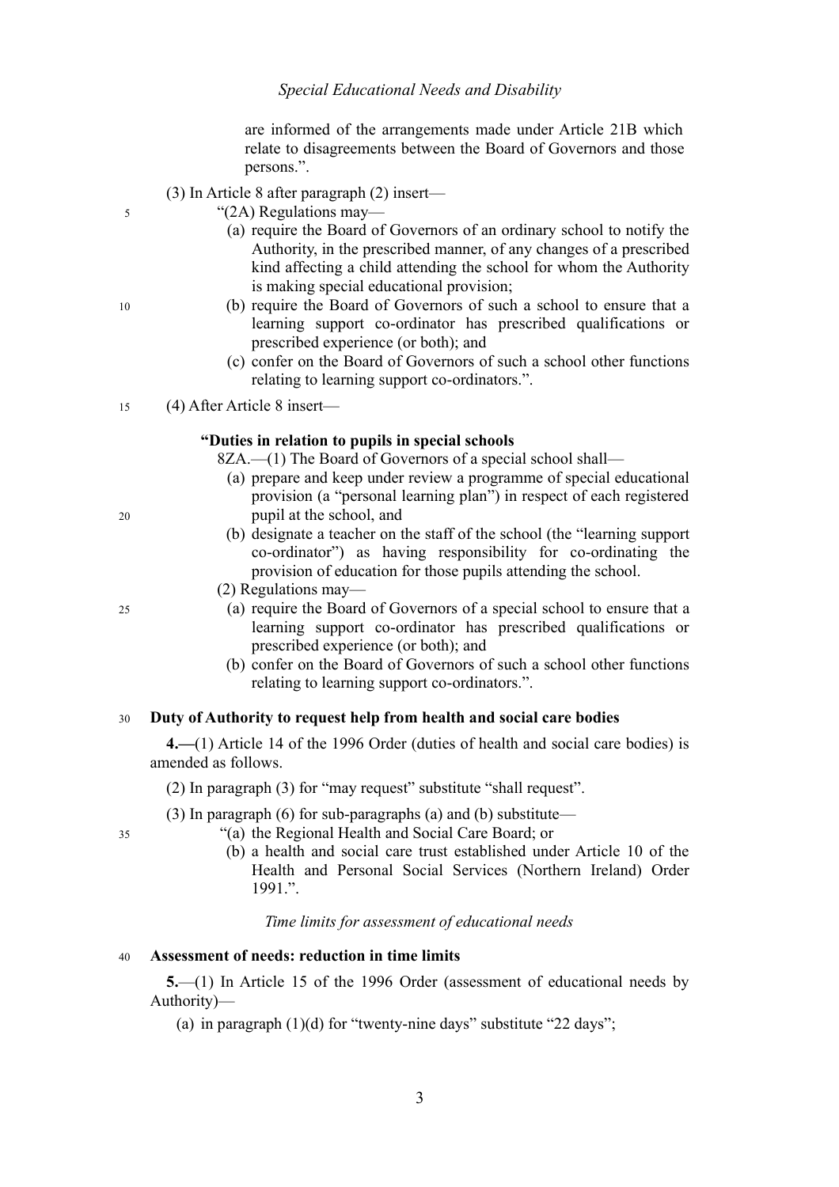are informed of the arrangements made under Article 21B which relate to disagreements between the Board of Governors and those persons.".

(3) In Article 8 after paragraph (2) insert—

"(2A) Regulations may—

(a) require the Board of Governors of an ordinary school to notify the Authority, in the prescribed manner, of any changes of a prescribed kind affecting a child attending the school for whom the Authority is making special educational provision;

(b) require the Board of Governors of such a school to ensure that a learning support co-ordinator has prescribed qualifications or prescribed experience (or both); and

(c) confer on the Board of Governors of such a school other functions relating to learning support co-ordinators.".

(4) After Article 8 insert—

**"Duties in relation to pupils in special schools**

8ZA.—(1) The Board of Governors of a special school shall—

(a) prepare and keep under review a programme of special educational provision (a "personal learning plan") in respect of each registered pupil at the school, and

(b) designate a teacher on the staff of the school (the "learning support co-ordinator") as having responsibility for co-ordinating the provision of education for those pupils attending the school.

(2) Regulations may—

(a) require the Board of Governors of a special school to ensure that a learning support co-ordinator has prescribed qualifications or prescribed experience (or both); and

(b) confer on the Board of Governors of such a school other functions relating to learning support co-ordinators.".

**Duty of Authority to request help from health and social care bodies**

**4.—**(1) Article 14 of the 1996 Order (duties of health and social care bodies) is amended as follows.

(2) In paragraph (3) for "may request" substitute "shall request".

(3) In paragraph (6) for sub-paragraphs (a) and (b) substitute—

"(a) the Regional Health and Social Care Board; or

(b) a health and social care trust established under Article 10 of the Health and Personal Social Services (Northern Ireland) Order 1991.".

*Time limits for assessment of educational needs*

**Assessment of needs: reduction in time limits**

**5.**—(1) In Article 15 of the 1996 Order (assessment of educational needs by Authority)—

(a) in paragraph (1)(d) for "twenty-nine days" substitute "22 days";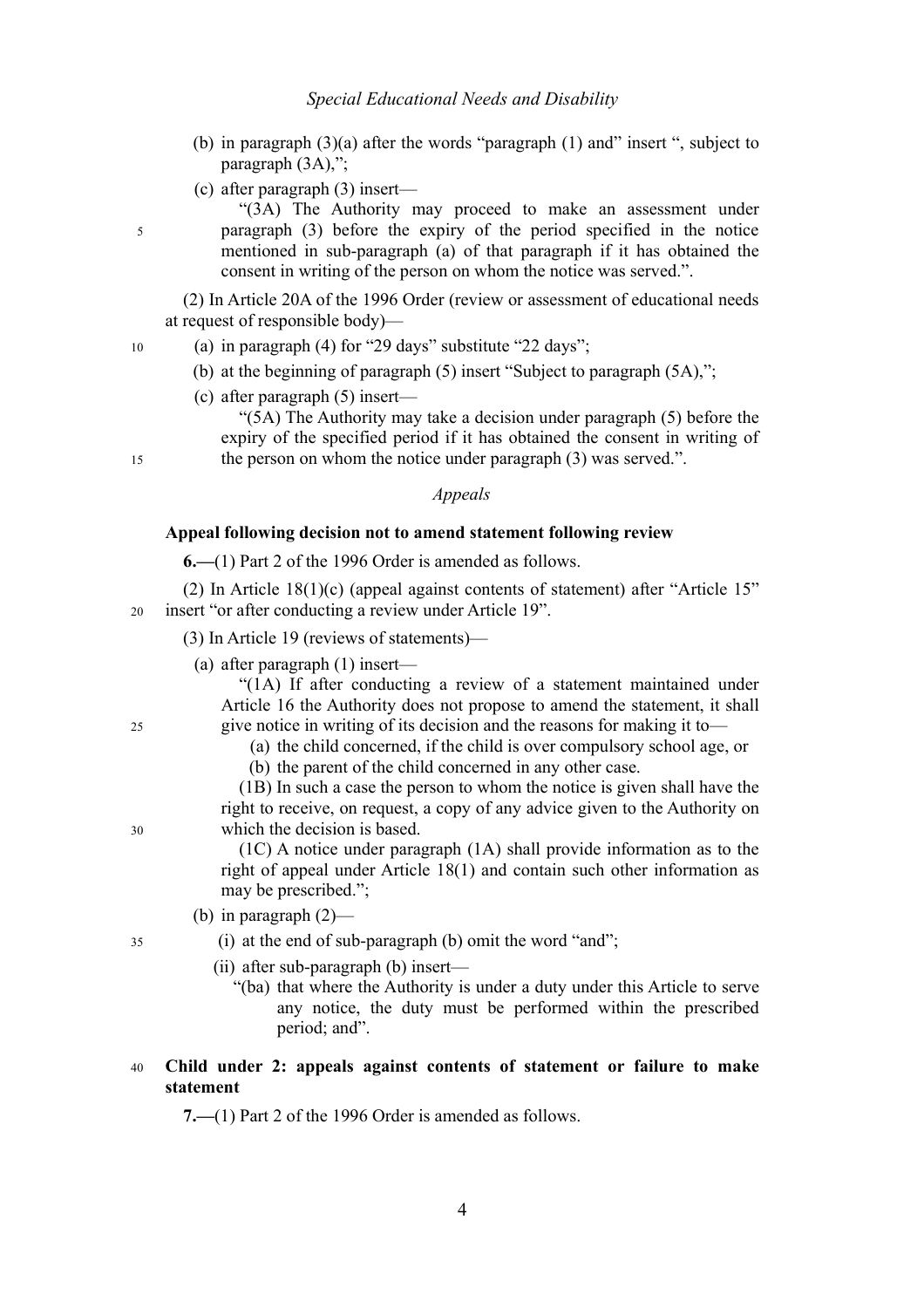(b) in paragraph (3)(a) after the words "paragraph (1) and" insert ", subject to paragraph (3A),";

(c) after paragraph (3) insert—

"(3A) The Authority may proceed to make an assessment under paragraph (3) before the expiry of the period specified in the notice mentioned in sub-paragraph (a) of that paragraph if it has obtained the consent in writing of the person on whom the notice was served.".

(2) In Article 20A of the 1996 Order (review or assessment of educational needs at request of responsible body)—

(a) in paragraph (4) for "29 days" substitute "22 days";

(b) at the beginning of paragraph (5) insert "Subject to paragraph (5A),";

(c) after paragraph (5) insert—

"(5A) The Authority may take a decision under paragraph (5) before the expiry of the specified period if it has obtained the consent in writing of the person on whom the notice under paragraph (3) was served.".

*Appeals*

**Appeal following decision not to amend statement following review**

**6.—**(1) Part 2 of the 1996 Order is amended as follows.

(2) In Article 18(1)(c) (appeal against contents of statement) after "Article 15" insert "or after conducting a review under Article 19".

(3) In Article 19 (reviews of statements)—

(a) after paragraph (1) insert—

"(1A) If after conducting a review of a statement maintained under Article 16 the Authority does not propose to amend the statement, it shall give notice in writing of its decision and the reasons for making it to—

(a) the child concerned, if the child is over compulsory school age, or

(b) the parent of the child concerned in any other case.

(1B) In such a case the person to whom the notice is given shall have the right to receive, on request, a copy of any advice given to the Authority on which the decision is based.

(1C) A notice under paragraph (1A) shall provide information as to the right of appeal under Article 18(1) and contain such other information as may be prescribed.";

(b) in paragraph (2)—

(i) at the end of sub-paragraph (b) omit the word "and";

(ii) after sub-paragraph (b) insert—

"(ba) that where the Authority is under a duty under this Article to serve any notice, the duty must be performed within the prescribed period; and".

**Child under 2: appeals against contents of statement or failure to make statement**

**7.—**(1) Part 2 of the 1996 Order is amended as follows.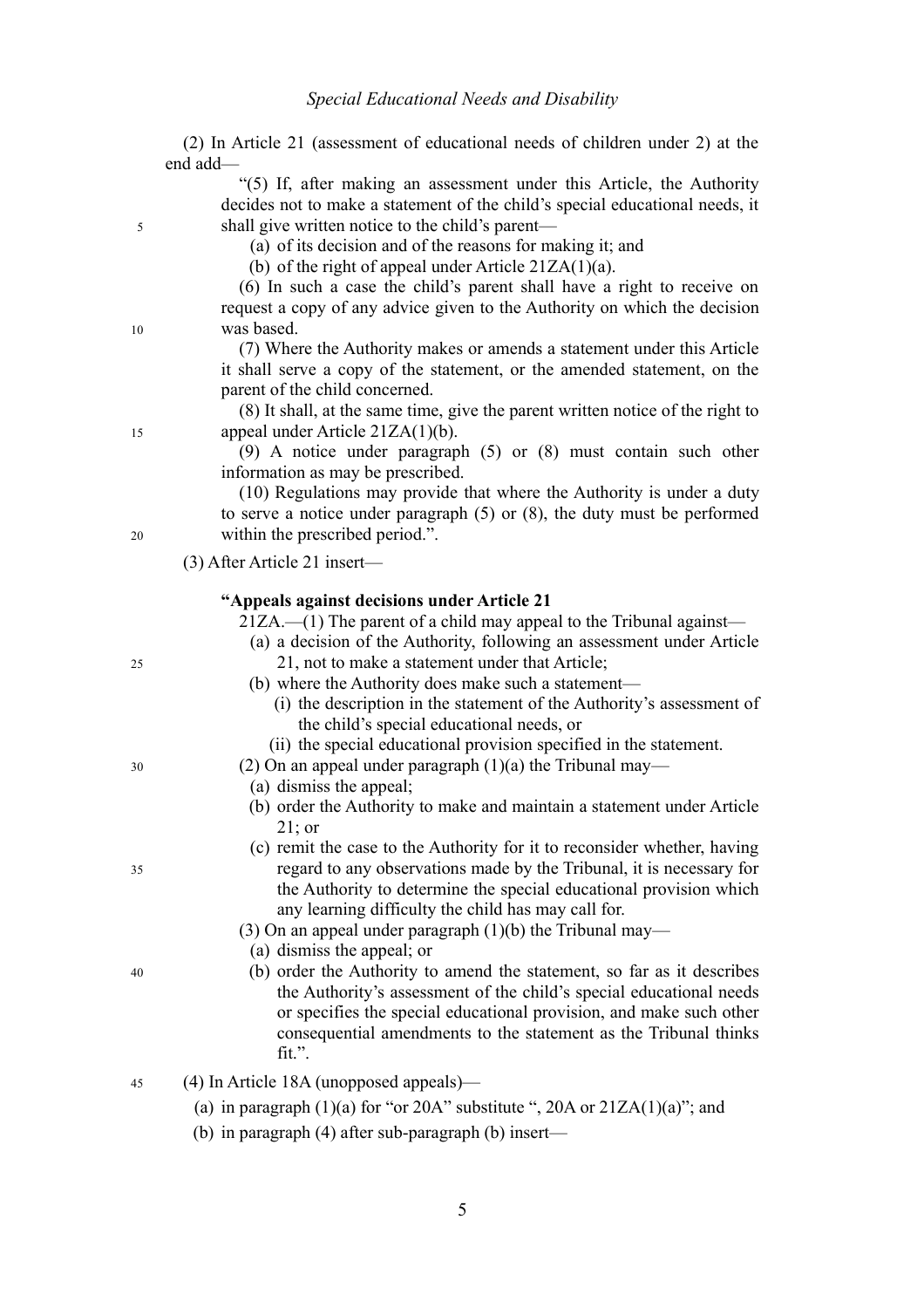(2) In Article 21 (assessment of educational needs of children under 2) at the end add—

"(5) If, after making an assessment under this Article, the Authority decides not to make a statement of the child's special educational needs, it shall give written notice to the child's parent—

(a) of its decision and of the reasons for making it; and

(b) of the right of appeal under Article 21ZA(1)(a).

(6) In such a case the child's parent shall have a right to receive on request a copy of any advice given to the Authority on which the decision was based.

(7) Where the Authority makes or amends a statement under this Article it shall serve a copy of the statement, or the amended statement, on the parent of the child concerned.

(8) It shall, at the same time, give the parent written notice of the right to appeal under Article 21ZA(1)(b).

(9) A notice under paragraph (5) or (8) must contain such other information as may be prescribed.

(10) Regulations may provide that where the Authority is under a duty to serve a notice under paragraph (5) or (8), the duty must be performed within the prescribed period.".

(3) After Article 21 insert—

**"Appeals against decisions under Article 21**

21ZA.—(1) The parent of a child may appeal to the Tribunal against—

(a) a decision of the Authority, following an assessment under Article 21, not to make a statement under that Article;

(b) where the Authority does make such a statement—

(i) the description in the statement of the Authority's assessment of the child's special educational needs, or

(ii) the special educational provision specified in the statement.

(2) On an appeal under paragraph (1)(a) the Tribunal may—

(a) dismiss the appeal;

(b) order the Authority to make and maintain a statement under Article 21; or

(c) remit the case to the Authority for it to reconsider whether, having regard to any observations made by the Tribunal, it is necessary for the Authority to determine the special educational provision which any learning difficulty the child has may call for.

(3) On an appeal under paragraph (1)(b) the Tribunal may—

(a) dismiss the appeal; or

(b) order the Authority to amend the statement, so far as it describes the Authority's assessment of the child's special educational needs or specifies the special educational provision, and make such other consequential amendments to the statement as the Tribunal thinks fit.".

(4) In Article 18A (unopposed appeals)—

(a) in paragraph (1)(a) for "or 20A" substitute ", 20A or 21ZA(1)(a)"; and

(b) in paragraph (4) after sub-paragraph (b) insert—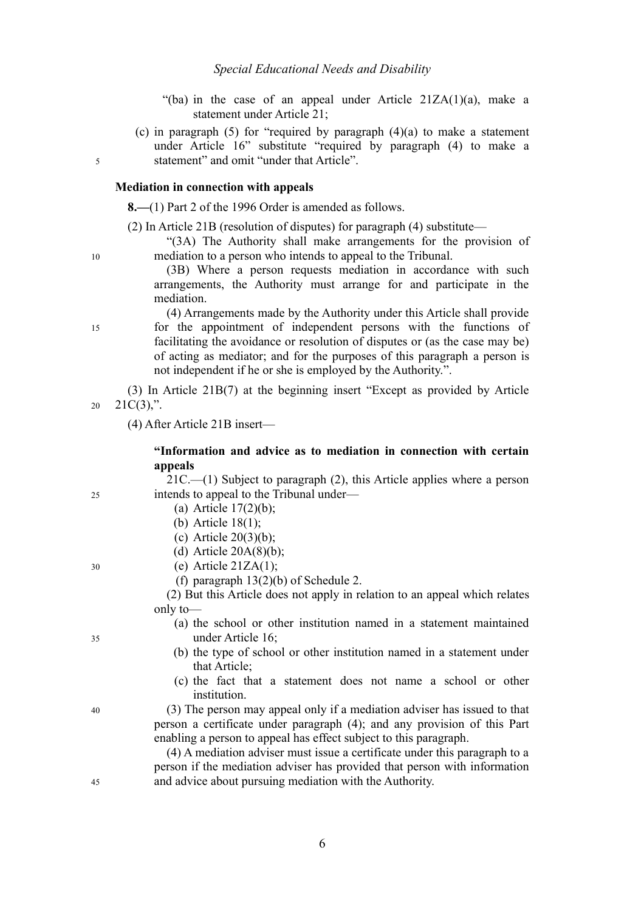"(ba) in the case of an appeal under Article 21ZA(1)(a), make a statement under Article 21;

(c) in paragraph (5) for "required by paragraph (4)(a) to make a statement under Article 16" substitute "required by paragraph (4) to make a statement" and omit "under that Article".

**Mediation in connection with appeals**

**8.—**(1) Part 2 of the 1996 Order is amended as follows.

(2) In Article 21B (resolution of disputes) for paragraph (4) substitute—

"(3A) The Authority shall make arrangements for the provision of mediation to a person who intends to appeal to the Tribunal.

(3B) Where a person requests mediation in accordance with such arrangements, the Authority must arrange for and participate in the mediation.

(4) Arrangements made by the Authority under this Article shall provide for the appointment of independent persons with the functions of facilitating the avoidance or resolution of disputes or (as the case may be) of acting as mediator; and for the purposes of this paragraph a person is not independent if he or she is employed by the Authority.".

(3) In Article 21B(7) at the beginning insert "Except as provided by Article 21C(3),".

(4) After Article 21B insert—

**"Information and advice as to mediation in connection with certain appeals**

21C.—(1) Subject to paragraph (2), this Article applies where a person intends to appeal to the Tribunal under—

(a) Article 17(2)(b);

(b) Article 18(1);

(c) Article 20(3)(b);

(d) Article 20A(8)(b);

(e) Article 21ZA(1);

(f) paragraph 13(2)(b) of Schedule 2.

(2) But this Article does not apply in relation to an appeal which relates only to—

(a) the school or other institution named in a statement maintained under Article 16;

(b) the type of school or other institution named in a statement under that Article;

(c) the fact that a statement does not name a school or other institution.

(3) The person may appeal only if a mediation adviser has issued to that person a certificate under paragraph (4); and any provision of this Part enabling a person to appeal has effect subject to this paragraph.

(4) A mediation adviser must issue a certificate under this paragraph to a person if the mediation adviser has provided that person with information and advice about pursuing mediation with the Authority.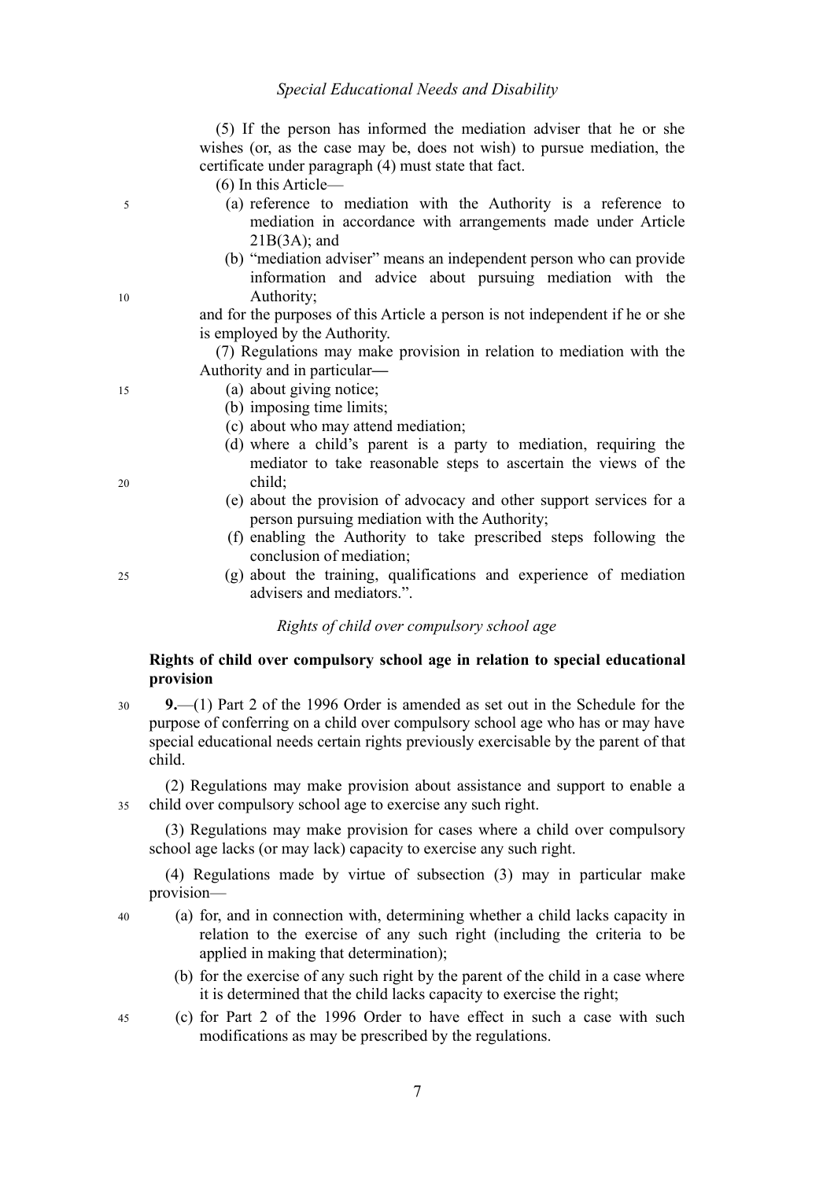(5) If the person has informed the mediation adviser that he or she wishes (or, as the case may be, does not wish) to pursue mediation, the certificate under paragraph (4) must state that fact.

(6) In this Article—

- (a) reference to mediation with the Authority is a reference to mediation in accordance with arrangements made under Article 21B(3A); and
- (b) "mediation adviser" means an independent person who can provide information and advice about pursuing mediation with the Authority;

and for the purposes of this Article a person is not independent if he or she is employed by the Authority.

(7) Regulations may make provision in relation to mediation with the Authority and in particular—

- (a) about giving notice;
- (b) imposing time limits;
- (c) about who may attend mediation;
- (d) where a child's parent is a party to mediation, requiring the mediator to take reasonable steps to ascertain the views of the child;
- (e) about the provision of advocacy and other support services for a person pursuing mediation with the Authority;
- (f) enabling the Authority to take prescribed steps following the conclusion of mediation;
- (g) about the training, qualifications and experience of mediation advisers and mediators.".

*Rights of child over compulsory school age*

**Rights of child over compulsory school age in relation to special educational provision**

**9.**—(1) Part 2 of the 1996 Order is amended as set out in the Schedule for the purpose of conferring on a child over compulsory school age who has or may have special educational needs certain rights previously exercisable by the parent of that child.

(2) Regulations may make provision about assistance and support to enable a child over compulsory school age to exercise any such right.

(3) Regulations may make provision for cases where a child over compulsory school age lacks (or may lack) capacity to exercise any such right.

(4) Regulations made by virtue of subsection (3) may in particular make provision—

- (a) for, and in connection with, determining whether a child lacks capacity in relation to the exercise of any such right (including the criteria to be applied in making that determination);
- (b) for the exercise of any such right by the parent of the child in a case where it is determined that the child lacks capacity to exercise the right;
- (c) for Part 2 of the 1996 Order to have effect in such a case with such modifications as may be prescribed by the regulations.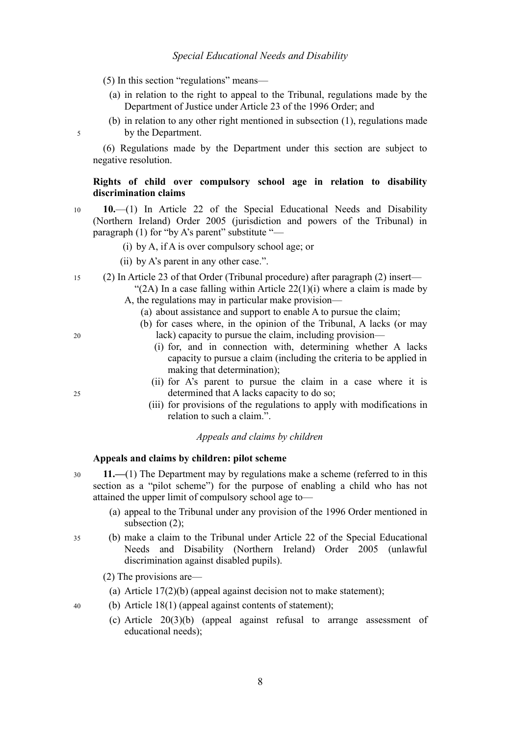(5) In this section "regulations" means—

- (a) in relation to the right to appeal to the Tribunal, regulations made by the Department of Justice under Article 23 of the 1996 Order; and
- (b) in relation to any other right mentioned in subsection (1), regulations made by the Department.

(6) Regulations made by the Department under this section are subject to negative resolution.

**Rights of child over compulsory school age in relation to disability discrimination claims**

**10.**—(1) In Article 22 of the Special Educational Needs and Disability (Northern Ireland) Order 2005 (jurisdiction and powers of the Tribunal) in paragraph (1) for "by A's parent" substitute "—

- (i) by A, if A is over compulsory school age; or
- (ii) by A's parent in any other case.".

(2) In Article 23 of that Order (Tribunal procedure) after paragraph (2) insert—

"(2A) In a case falling within Article 22(1)(i) where a claim is made by A, the regulations may in particular make provision—

- (a) about assistance and support to enable A to pursue the claim;
- (b) for cases where, in the opinion of the Tribunal, A lacks (or may lack) capacity to pursue the claim, including provision—
  - (i) for, and in connection with, determining whether A lacks capacity to pursue a claim (including the criteria to be applied in making that determination);
  - (ii) for A's parent to pursue the claim in a case where it is determined that A lacks capacity to do so;
  - (iii) for provisions of the regulations to apply with modifications in relation to such a claim.".

*Appeals and claims by children*

**Appeals and claims by children: pilot scheme**

**11.—**(1) The Department may by regulations make a scheme (referred to in this section as a "pilot scheme") for the purpose of enabling a child who has not attained the upper limit of compulsory school age to—

- (a) appeal to the Tribunal under any provision of the 1996 Order mentioned in subsection (2);
- (b) make a claim to the Tribunal under Article 22 of the Special Educational Needs and Disability (Northern Ireland) Order 2005 (unlawful discrimination against disabled pupils).

(2) The provisions are—

- (a) Article 17(2)(b) (appeal against decision not to make statement);
- (b) Article 18(1) (appeal against contents of statement);
- (c) Article 20(3)(b) (appeal against refusal to arrange assessment of educational needs);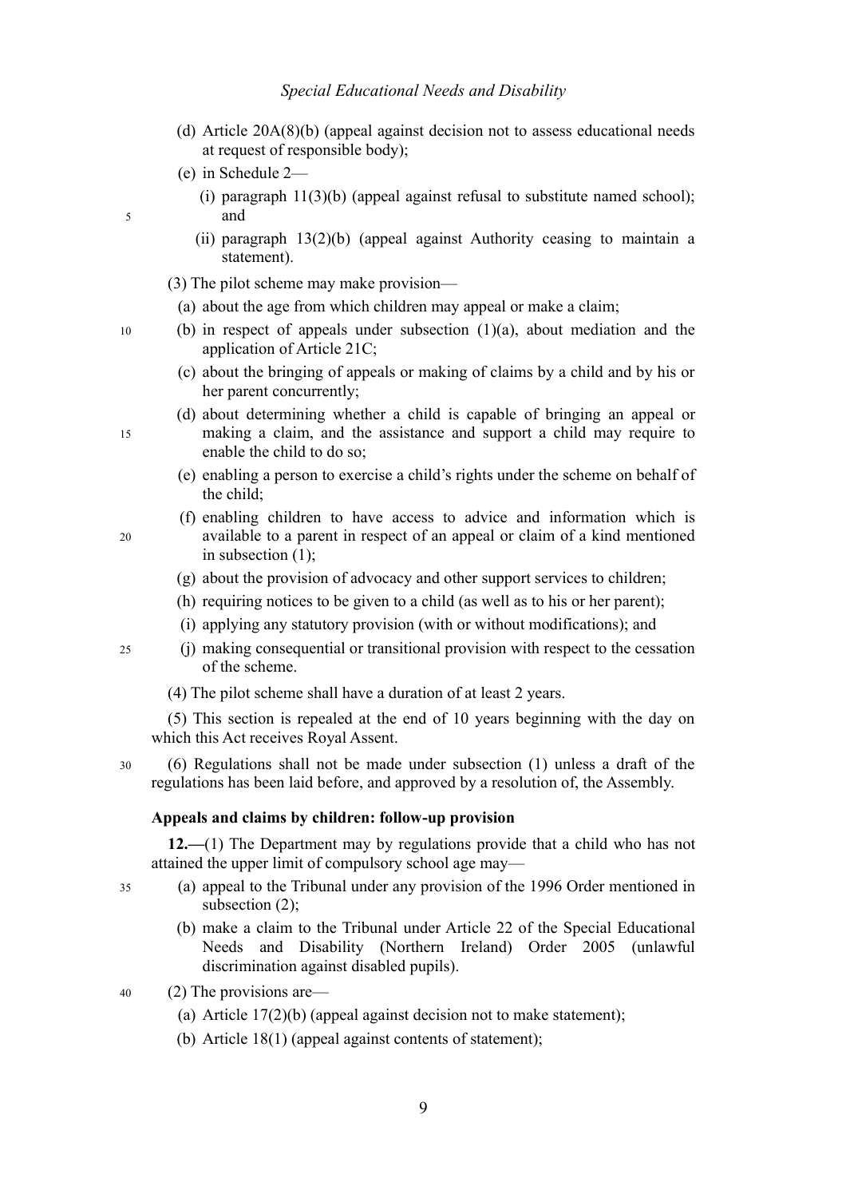(d) Article 20A(8)(b) (appeal against decision not to assess educational needs at request of responsible body);

(e) in Schedule 2—

(i) paragraph 11(3)(b) (appeal against refusal to substitute named school); and

(ii) paragraph 13(2)(b) (appeal against Authority ceasing to maintain a statement).

(3) The pilot scheme may make provision—

(a) about the age from which children may appeal or make a claim;

(b) in respect of appeals under subsection (1)(a), about mediation and the application of Article 21C;

(c) about the bringing of appeals or making of claims by a child and by his or her parent concurrently;

(d) about determining whether a child is capable of bringing an appeal or making a claim, and the assistance and support a child may require to enable the child to do so;

(e) enabling a person to exercise a child's rights under the scheme on behalf of the child;

(f) enabling children to have access to advice and information which is available to a parent in respect of an appeal or claim of a kind mentioned in subsection (1);

(g) about the provision of advocacy and other support services to children;

(h) requiring notices to be given to a child (as well as to his or her parent);

(i) applying any statutory provision (with or without modifications); and

(j) making consequential or transitional provision with respect to the cessation of the scheme.

(4) The pilot scheme shall have a duration of at least 2 years.

(5) This section is repealed at the end of 10 years beginning with the day on which this Act receives Royal Assent.

(6) Regulations shall not be made under subsection (1) unless a draft of the regulations has been laid before, and approved by a resolution of, the Assembly.

**Appeals and claims by children: follow-up provision**

**12.—**(1) The Department may by regulations provide that a child who has not attained the upper limit of compulsory school age may—

(a) appeal to the Tribunal under any provision of the 1996 Order mentioned in subsection (2);

(b) make a claim to the Tribunal under Article 22 of the Special Educational Needs and Disability (Northern Ireland) Order 2005 (unlawful discrimination against disabled pupils).

(2) The provisions are—

(a) Article 17(2)(b) (appeal against decision not to make statement);

(b) Article 18(1) (appeal against contents of statement);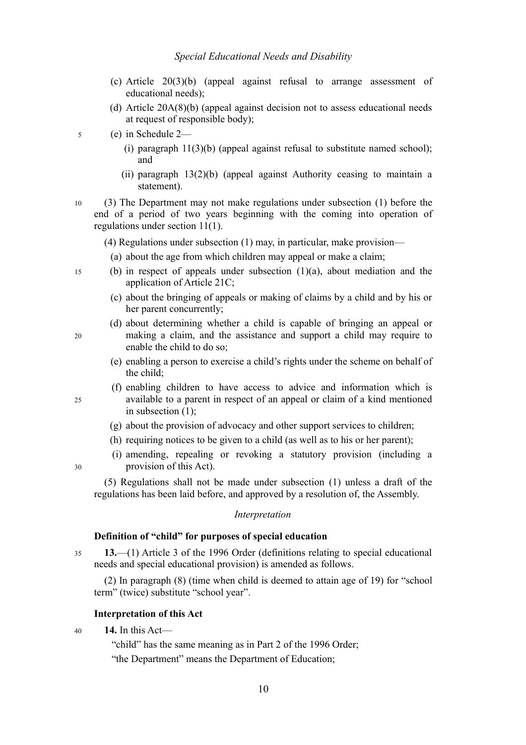(c) Article 20(3)(b) (appeal against refusal to arrange assessment of educational needs);

(d) Article 20A(8)(b) (appeal against decision not to assess educational needs at request of responsible body);

(e) in Schedule 2—

(i) paragraph 11(3)(b) (appeal against refusal to substitute named school); and

(ii) paragraph 13(2)(b) (appeal against Authority ceasing to maintain a statement).

(3) The Department may not make regulations under subsection (1) before the end of a period of two years beginning with the coming into operation of regulations under section 11(1).

(4) Regulations under subsection (1) may, in particular, make provision—

(a) about the age from which children may appeal or make a claim;

(b) in respect of appeals under subsection (1)(a), about mediation and the application of Article 21C;

(c) about the bringing of appeals or making of claims by a child and by his or her parent concurrently;

(d) about determining whether a child is capable of bringing an appeal or making a claim, and the assistance and support a child may require to enable the child to do so;

(e) enabling a person to exercise a child's rights under the scheme on behalf of the child;

(f) enabling children to have access to advice and information which is available to a parent in respect of an appeal or claim of a kind mentioned in subsection (1);

(g) about the provision of advocacy and other support services to children;

(h) requiring notices to be given to a child (as well as to his or her parent);

(i) amending, repealing or revoking a statutory provision (including a provision of this Act).

(5) Regulations shall not be made under subsection (1) unless a draft of the regulations has been laid before, and approved by a resolution of, the Assembly.

*Interpretation*

**Definition of "child" for purposes of special education**

**13.**—(1) Article 3 of the 1996 Order (definitions relating to special educational needs and special educational provision) is amended as follows.

(2) In paragraph (8) (time when child is deemed to attain age of 19) for "school term" (twice) substitute "school year".

**Interpretation of this Act**

**14.** In this Act—

"child" has the same meaning as in Part 2 of the 1996 Order;

"the Department" means the Department of Education;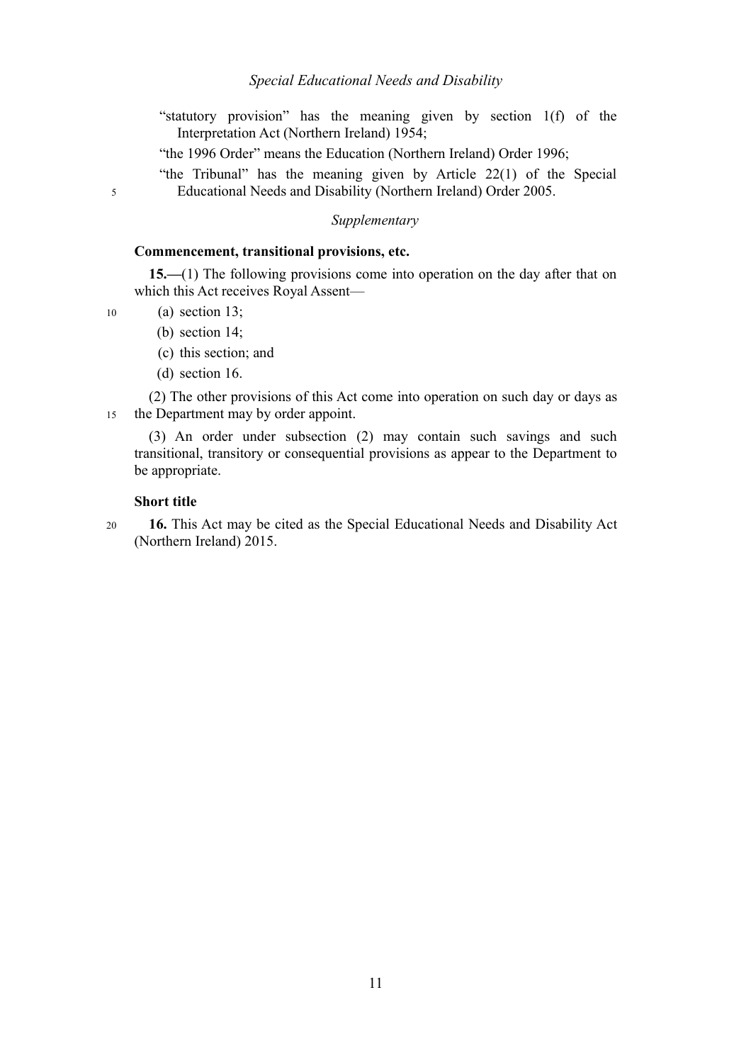"statutory provision" has the meaning given by section 1(f) of the Interpretation Act (Northern Ireland) 1954;

"the 1996 Order" means the Education (Northern Ireland) Order 1996;

"the Tribunal" has the meaning given by Article 22(1) of the Special Educational Needs and Disability (Northern Ireland) Order 2005.

*Supplementary*

**Commencement, transitional provisions, etc.**

**15.—**(1) The following provisions come into operation on the day after that on which this Act receives Royal Assent—

(a) section 13;

(b) section 14;

(c) this section; and

(d) section 16.

(2) The other provisions of this Act come into operation on such day or days as the Department may by order appoint.

(3) An order under subsection (2) may contain such savings and such transitional, transitory or consequential provisions as appear to the Department to be appropriate.

**Short title**

**16.** This Act may be cited as the Special Educational Needs and Disability Act (Northern Ireland) 2015.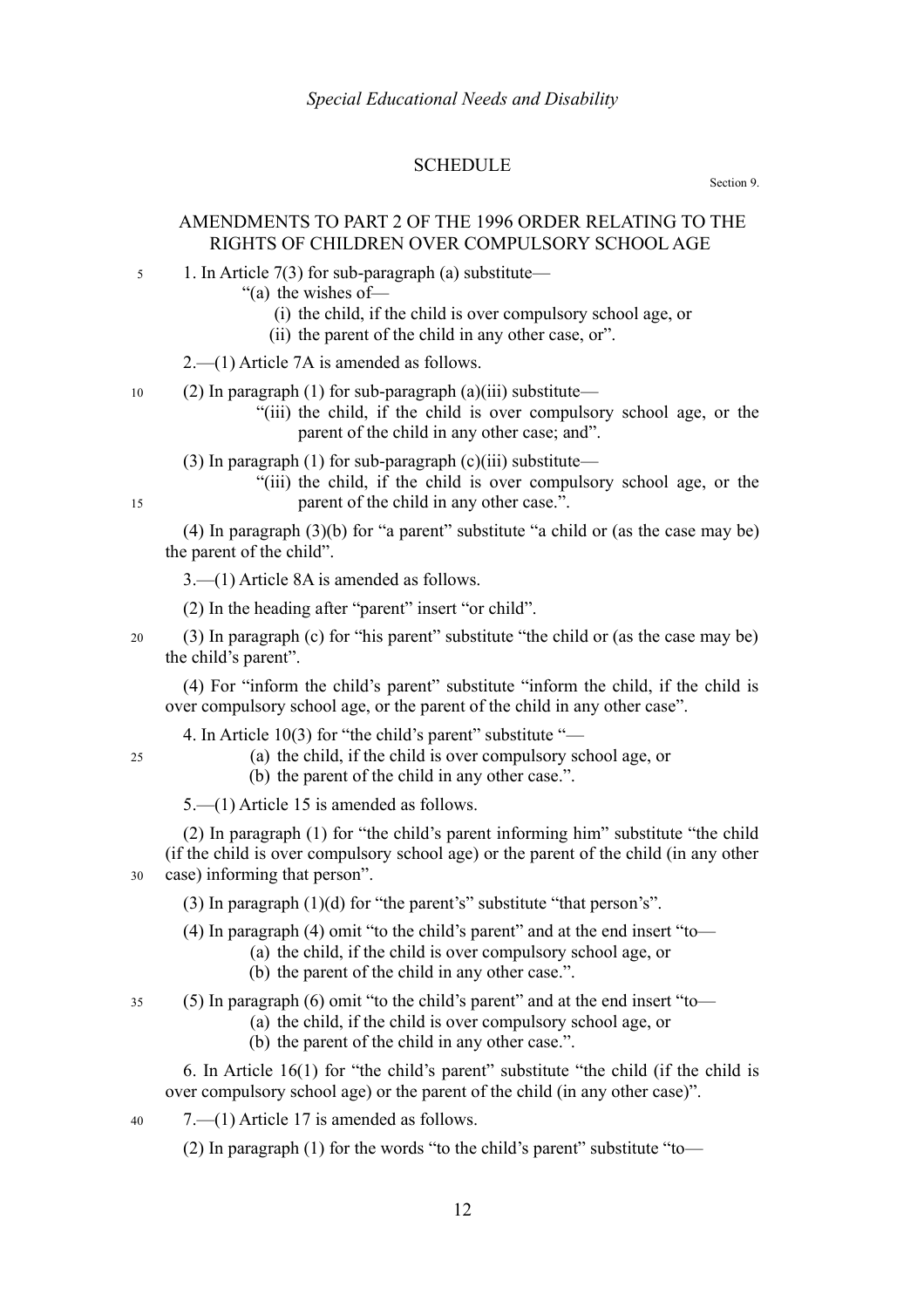# SCHEDULE

Section 9.

## AMENDMENTS TO PART 2 OF THE 1996 ORDER RELATING TO THE RIGHTS OF CHILDREN OVER COMPULSORY SCHOOL AGE

1. In Article 7(3) for sub-paragraph (a) substitute—

"(a) the wishes of—

(i) the child, if the child is over compulsory school age, or

(ii) the parent of the child in any other case, or".

2.—(1) Article 7A is amended as follows.

(2) In paragraph (1) for sub-paragraph (a)(iii) substitute—

"(iii) the child, if the child is over compulsory school age, or the parent of the child in any other case; and".

(3) In paragraph (1) for sub-paragraph (c)(iii) substitute—

"(iii) the child, if the child is over compulsory school age, or the parent of the child in any other case.".

(4) In paragraph (3)(b) for "a parent" substitute "a child or (as the case may be) the parent of the child".

3.—(1) Article 8A is amended as follows.

(2) In the heading after "parent" insert "or child".

(3) In paragraph (c) for "his parent" substitute "the child or (as the case may be) the child's parent".

(4) For "inform the child's parent" substitute "inform the child, if the child is over compulsory school age, or the parent of the child in any other case".

4. In Article 10(3) for "the child's parent" substitute "—

(a) the child, if the child is over compulsory school age, or

(b) the parent of the child in any other case.".

5.—(1) Article 15 is amended as follows.

(2) In paragraph (1) for "the child's parent informing him" substitute "the child (if the child is over compulsory school age) or the parent of the child (in any other case) informing that person".

(3) In paragraph (1)(d) for "the parent's" substitute "that person's".

(4) In paragraph (4) omit "to the child's parent" and at the end insert "to—

(a) the child, if the child is over compulsory school age, or

(b) the parent of the child in any other case.".

(5) In paragraph (6) omit "to the child's parent" and at the end insert "to—

(a) the child, if the child is over compulsory school age, or

(b) the parent of the child in any other case.".

6. In Article 16(1) for "the child's parent" substitute "the child (if the child is over compulsory school age) or the parent of the child (in any other case)".

7.—(1) Article 17 is amended as follows.

(2) In paragraph (1) for the words "to the child's parent" substitute "to—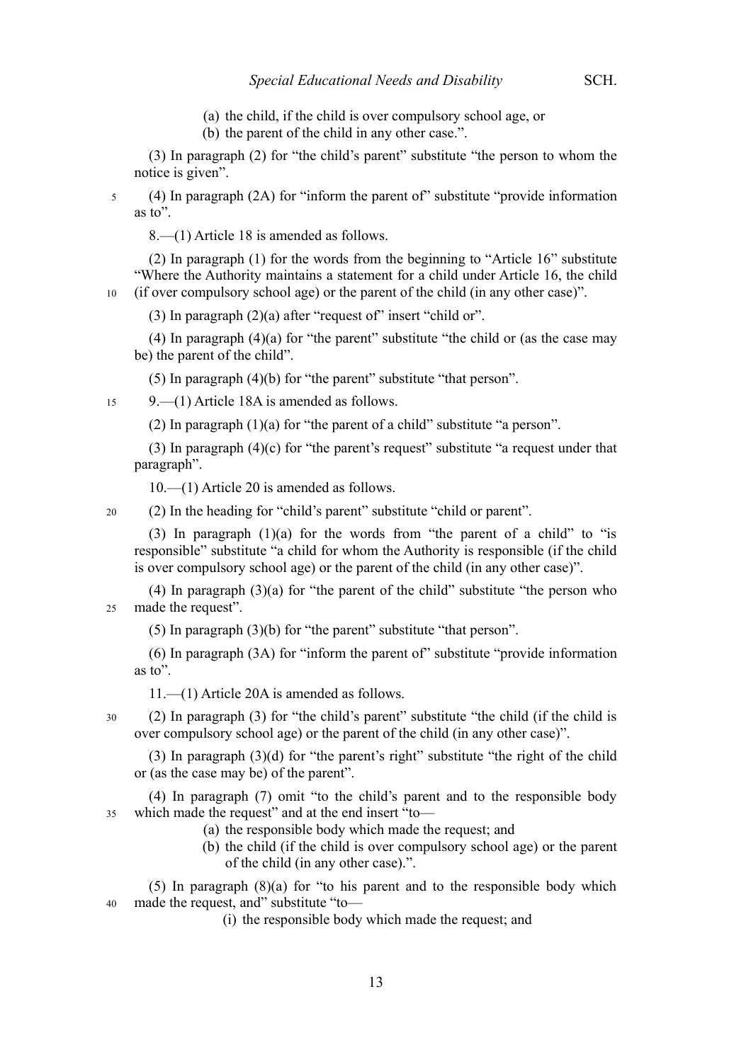(a) the child, if the child is over compulsory school age, or

(b) the parent of the child in any other case.".

(3) In paragraph (2) for "the child's parent" substitute "the person to whom the notice is given".

(4) In paragraph (2A) for "inform the parent of" substitute "provide information as to".

8.—(1) Article 18 is amended as follows.

(2) In paragraph (1) for the words from the beginning to "Article 16" substitute "Where the Authority maintains a statement for a child under Article 16, the child (if over compulsory school age) or the parent of the child (in any other case)".

(3) In paragraph (2)(a) after "request of" insert "child or".

(4) In paragraph (4)(a) for "the parent" substitute "the child or (as the case may be) the parent of the child".

(5) In paragraph (4)(b) for "the parent" substitute "that person".

9.—(1) Article 18A is amended as follows.

(2) In paragraph (1)(a) for "the parent of a child" substitute "a person".

(3) In paragraph (4)(c) for "the parent's request" substitute "a request under that paragraph".

10.—(1) Article 20 is amended as follows.

(2) In the heading for "child's parent" substitute "child or parent".

(3) In paragraph (1)(a) for the words from "the parent of a child" to "is responsible" substitute "a child for whom the Authority is responsible (if the child is over compulsory school age) or the parent of the child (in any other case)".

(4) In paragraph (3)(a) for "the parent of the child" substitute "the person who made the request".

(5) In paragraph (3)(b) for "the parent" substitute "that person".

(6) In paragraph (3A) for "inform the parent of" substitute "provide information as to".

11.—(1) Article 20A is amended as follows.

(2) In paragraph (3) for "the child's parent" substitute "the child (if the child is over compulsory school age) or the parent of the child (in any other case)".

(3) In paragraph (3)(d) for "the parent's right" substitute "the right of the child or (as the case may be) of the parent".

(4) In paragraph (7) omit "to the child's parent and to the responsible body which made the request" and at the end insert "to—

(a) the responsible body which made the request; and

(b) the child (if the child is over compulsory school age) or the parent of the child (in any other case).".

(5) In paragraph (8)(a) for "to his parent and to the responsible body which made the request, and" substitute "to—

(i) the responsible body which made the request; and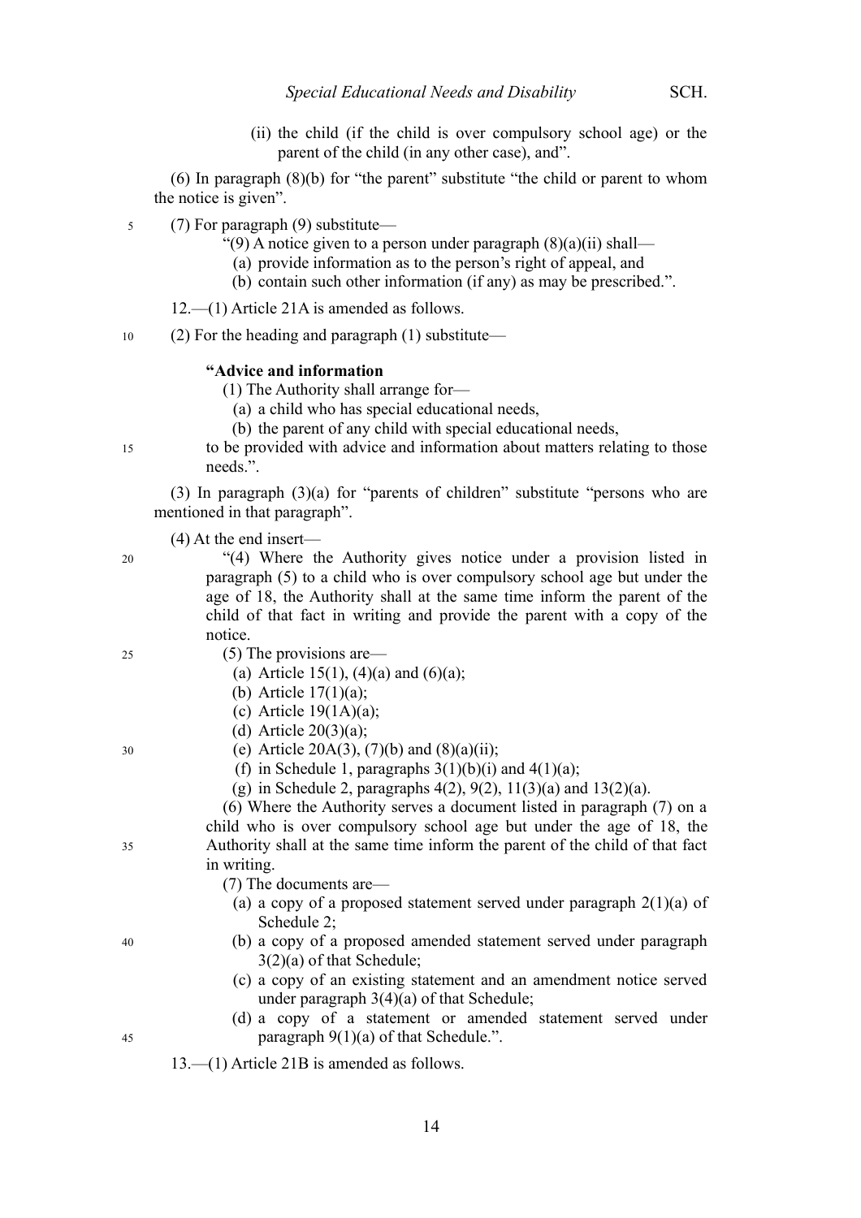(ii) the child (if the child is over compulsory school age) or the parent of the child (in any other case), and".

(6) In paragraph (8)(b) for "the parent" substitute "the child or parent to whom the notice is given".

(7) For paragraph (9) substitute—

"(9) A notice given to a person under paragraph (8)(a)(ii) shall—

(a) provide information as to the person's right of appeal, and

(b) contain such other information (if any) as may be prescribed.".

12.—(1) Article 21A is amended as follows.

(2) For the heading and paragraph (1) substitute—

**"Advice and information**

(1) The Authority shall arrange for—

(a) a child who has special educational needs,

(b) the parent of any child with special educational needs,

to be provided with advice and information about matters relating to those needs.".

(3) In paragraph (3)(a) for "parents of children" substitute "persons who are mentioned in that paragraph".

(4) At the end insert—

"(4) Where the Authority gives notice under a provision listed in paragraph (5) to a child who is over compulsory school age but under the age of 18, the Authority shall at the same time inform the parent of the child of that fact in writing and provide the parent with a copy of the notice.

(5) The provisions are—

(a) Article 15(1), (4)(a) and (6)(a);

(b) Article 17(1)(a);

(c) Article 19(1A)(a);

(d) Article 20(3)(a);

(e) Article 20A(3), (7)(b) and (8)(a)(ii);

(f) in Schedule 1, paragraphs 3(1)(b)(i) and 4(1)(a);

(g) in Schedule 2, paragraphs 4(2), 9(2), 11(3)(a) and 13(2)(a).

(6) Where the Authority serves a document listed in paragraph (7) on a child who is over compulsory school age but under the age of 18, the Authority shall at the same time inform the parent of the child of that fact in writing.

(7) The documents are—

(a) a copy of a proposed statement served under paragraph 2(1)(a) of Schedule 2;

(b) a copy of a proposed amended statement served under paragraph 3(2)(a) of that Schedule;

(c) a copy of an existing statement and an amendment notice served under paragraph 3(4)(a) of that Schedule;

(d) a copy of a statement or amended statement served under paragraph 9(1)(a) of that Schedule.".

13.—(1) Article 21B is amended as follows.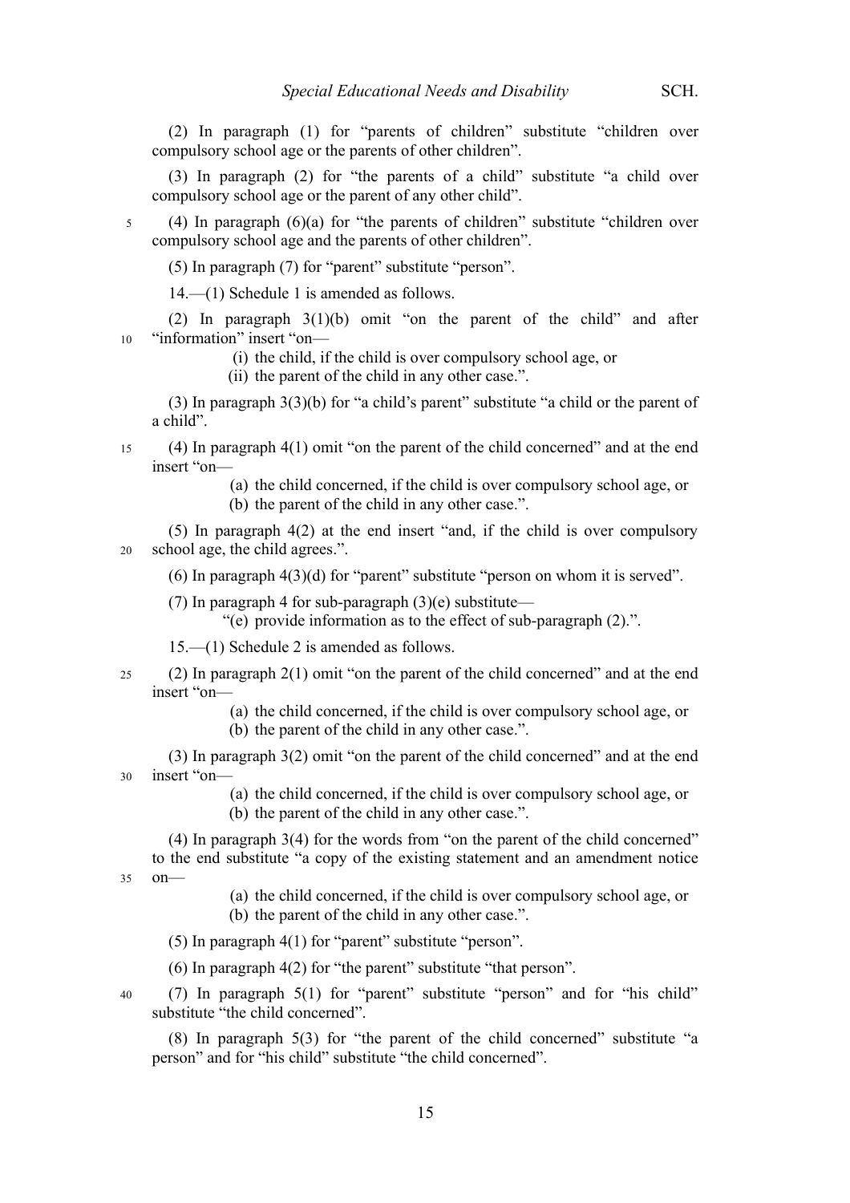(2) In paragraph (1) for "parents of children" substitute "children over compulsory school age or the parents of other children".

(3) In paragraph (2) for "the parents of a child" substitute "a child over compulsory school age or the parent of any other child".

(4) In paragraph (6)(a) for "the parents of children" substitute "children over compulsory school age and the parents of other children".

(5) In paragraph (7) for "parent" substitute "person".

14.—(1) Schedule 1 is amended as follows.

(2) In paragraph 3(1)(b) omit "on the parent of the child" and after "information" insert "on—

(i) the child, if the child is over compulsory school age, or
(ii) the parent of the child in any other case.".

(3) In paragraph 3(3)(b) for "a child's parent" substitute "a child or the parent of a child".

(4) In paragraph 4(1) omit "on the parent of the child concerned" and at the end insert "on—

(a) the child concerned, if the child is over compulsory school age, or
(b) the parent of the child in any other case.".

(5) In paragraph 4(2) at the end insert "and, if the child is over compulsory school age, the child agrees.".

(6) In paragraph 4(3)(d) for "parent" substitute "person on whom it is served".

(7) In paragraph 4 for sub-paragraph (3)(e) substitute—

"(e) provide information as to the effect of sub-paragraph (2).".

15.—(1) Schedule 2 is amended as follows.

(2) In paragraph 2(1) omit "on the parent of the child concerned" and at the end insert "on—

(a) the child concerned, if the child is over compulsory school age, or
(b) the parent of the child in any other case.".

(3) In paragraph 3(2) omit "on the parent of the child concerned" and at the end insert "on—

(a) the child concerned, if the child is over compulsory school age, or
(b) the parent of the child in any other case.".

(4) In paragraph 3(4) for the words from "on the parent of the child concerned" to the end substitute "a copy of the existing statement and an amendment notice on—

(a) the child concerned, if the child is over compulsory school age, or
(b) the parent of the child in any other case.".

(5) In paragraph 4(1) for "parent" substitute "person".

(6) In paragraph 4(2) for "the parent" substitute "that person".

(7) In paragraph 5(1) for "parent" substitute "person" and for "his child" substitute "the child concerned".

(8) In paragraph 5(3) for "the parent of the child concerned" substitute "a person" and for "his child" substitute "the child concerned".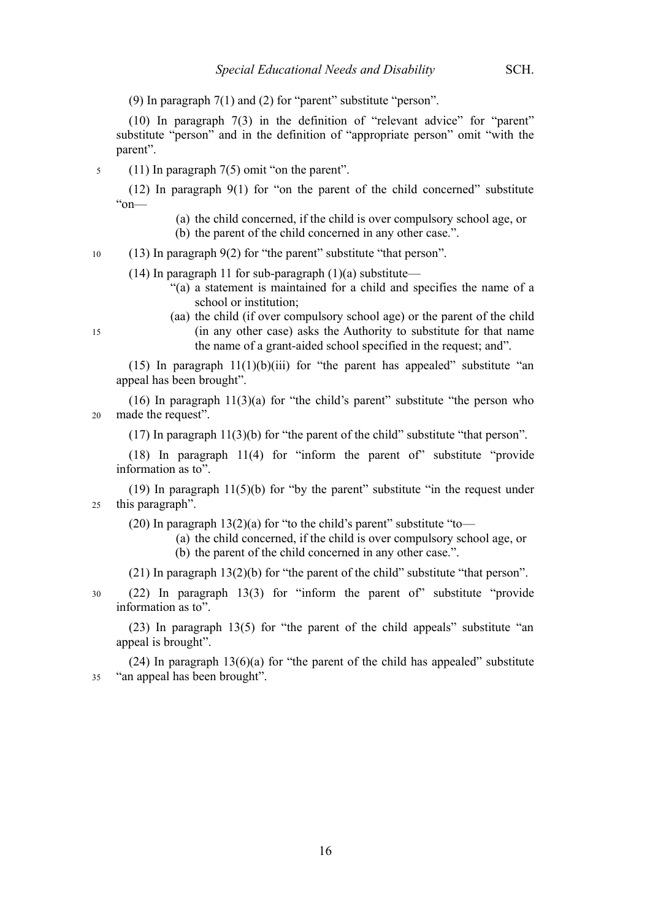(9) In paragraph 7(1) and (2) for "parent" substitute "person".

(10) In paragraph 7(3) in the definition of "relevant advice" for "parent" substitute "person" and in the definition of "appropriate person" omit "with the parent".

(11) In paragraph 7(5) omit "on the parent".

(12) In paragraph 9(1) for "on the parent of the child concerned" substitute "on—

> (a) the child concerned, if the child is over compulsory school age, or
> (b) the parent of the child concerned in any other case.".

(13) In paragraph 9(2) for "the parent" substitute "that person".

(14) In paragraph 11 for sub-paragraph (1)(a) substitute—

> "(a) a statement is maintained for a child and specifies the name of a school or institution;
> (aa) the child (if over compulsory school age) or the parent of the child (in any other case) asks the Authority to substitute for that name the name of a grant-aided school specified in the request; and".

(15) In paragraph 11(1)(b)(iii) for "the parent has appealed" substitute "an appeal has been brought".

(16) In paragraph 11(3)(a) for "the child's parent" substitute "the person who made the request".

(17) In paragraph 11(3)(b) for "the parent of the child" substitute "that person".

(18) In paragraph 11(4) for "inform the parent of" substitute "provide information as to".

(19) In paragraph 11(5)(b) for "by the parent" substitute "in the request under this paragraph".

(20) In paragraph 13(2)(a) for "to the child's parent" substitute "to—

> (a) the child concerned, if the child is over compulsory school age, or
> (b) the parent of the child concerned in any other case.".

(21) In paragraph 13(2)(b) for "the parent of the child" substitute "that person".

(22) In paragraph 13(3) for "inform the parent of" substitute "provide information as to".

(23) In paragraph 13(5) for "the parent of the child appeals" substitute "an appeal is brought".

(24) In paragraph 13(6)(a) for "the parent of the child has appealed" substitute "an appeal has been brought".